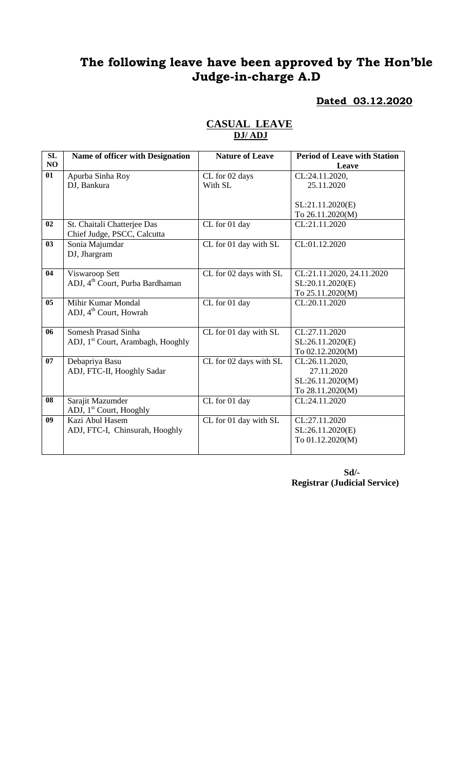# The following leave have been approved by The Hon'ble Judge-in-charge A.D

**Dated 03.12.2020**

## CASUAL LEAVE

**DJ/ ADJ**

| SL NO | Name of officer with Designation | Nature of Leave | Period of Leave with Station Leave |
|---|---|---|---|
| 01 | Apurba Sinha Roy<br>DJ, Bankura | CL for 02 days<br>With SL | CL:24.11.2020,<br>25.11.2020<br><br>SL:21.11.2020(E)<br>To 26.11.2020(M) |
| 02 | St. Chaitali Chatterjee Das<br>Chief Judge, PSCC, Calcutta | CL for 01 day | CL:21.11.2020 |
| 03 | Sonia Majumdar<br>DJ, Jhargram | CL for 01 day with SL | CL:01.12.2020 |
| 04 | Viswaroop Sett<br>ADJ, 4th Court, Purba Bardhaman | CL for 02 days with SL | CL:21.11.2020, 24.11.2020<br>SL:20.11.2020(E)<br>To 25.11.2020(M) |
| 05 | Mihir Kumar Mondal<br>ADJ, 4th Court, Howrah | CL for 01 day | CL:20.11.2020 |
| 06 | Somesh Prasad Sinha<br>ADJ, 1st Court, Arambagh, Hooghly | CL for 01 day with SL | CL:27.11.2020<br>SL:26.11.2020(E)<br>To 02.12.2020(M) |
| 07 | Debapriya Basu<br>ADJ, FTC-II, Hooghly Sadar | CL for 02 days with SL | CL:26.11.2020,<br>27.11.2020<br>SL:26.11.2020(M)<br>To 28.11.2020(M) |
| 08 | Sarajit Mazumder<br>ADJ, 1st Court, Hooghly | CL for 01 day | CL:24.11.2020 |
| 09 | Kazi Abul Hasem<br>ADJ, FTC-I, Chinsurah, Hooghly | CL for 01 day with SL | CL:27.11.2020<br>SL:26.11.2020(E)<br>To 01.12.2020(M) |

**Sd/-**
**Registrar (Judicial Service)**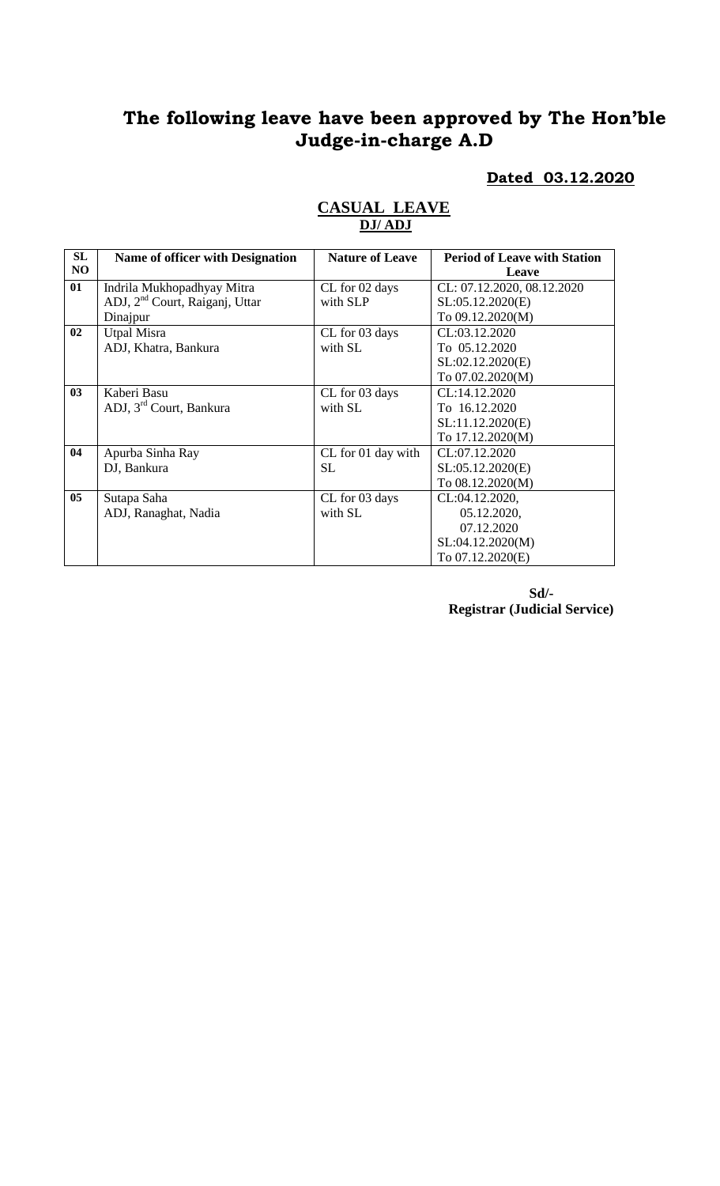# The following leave have been approved by The Hon'ble Judge-in-charge A.D

**Dated 03.12.2020**

## CASUAL LEAVE

**DJ/ ADJ**

| SL NO | Name of officer with Designation | Nature of Leave | Period of Leave with Station Leave |
|---|---|---|---|
| 01 | Indrila Mukhopadhyay Mitra<br>ADJ, 2nd Court, Raiganj, Uttar Dinajpur | CL for 02 days with SLP | CL: 07.12.2020, 08.12.2020<br>SL:05.12.2020(E)<br>To 09.12.2020(M) |
| 02 | Utpal Misra<br>ADJ, Khatra, Bankura | CL for 03 days with SL | CL:03.12.2020<br>To 05.12.2020<br>SL:02.12.2020(E)<br>To 07.02.2020(M) |
| 03 | Kaberi Basu<br>ADJ, 3rd Court, Bankura | CL for 03 days with SL | CL:14.12.2020<br>To 16.12.2020<br>SL:11.12.2020(E)<br>To 17.12.2020(M) |
| 04 | Apurba Sinha Ray<br>DJ, Bankura | CL for 01 day with SL | CL:07.12.2020<br>SL:05.12.2020(E)<br>To 08.12.2020(M) |
| 05 | Sutapa Saha<br>ADJ, Ranaghat, Nadia | CL for 03 days with SL | CL:04.12.2020,<br>05.12.2020,<br>07.12.2020<br>SL:04.12.2020(M)<br>To 07.12.2020(E) |

**Sd/-**
**Registrar (Judicial Service)**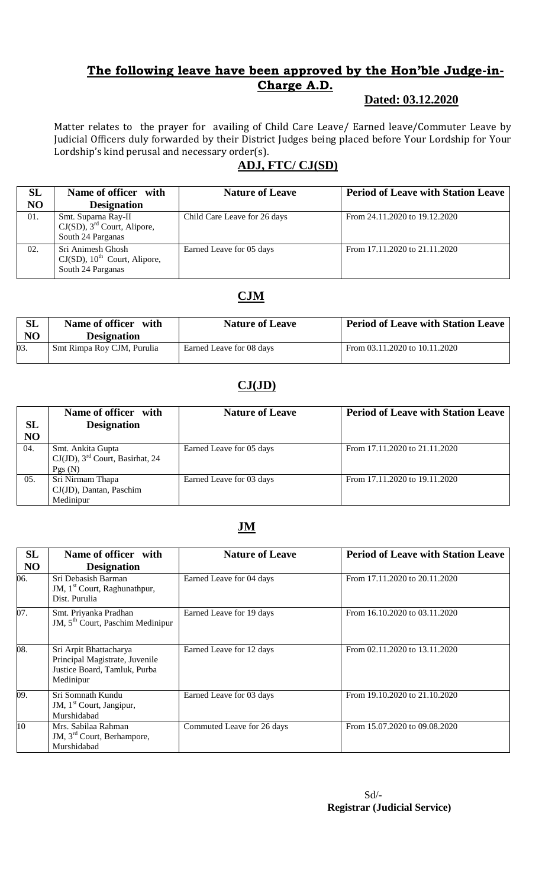## The following leave have been approved by the Hon'ble Judge-in-Charge A.D.

**Dated: 03.12.2020**

Matter relates to the prayer for availing of Child Care Leave/ Earned leave/Commuter Leave by Judicial Officers duly forwarded by their District Judges being placed before Your Lordship for Your Lordship's kind perusal and necessary order(s).

### ADJ, FTC/ CJ(SD)

| SL NO | Name of officer with Designation | Nature of Leave | Period of Leave with Station Leave |
|---|---|---|---|
| 01. | Smt. Suparna Ray-II CJ(SD), 3rd Court, Alipore, South 24 Parganas | Child Care Leave for 26 days | From 24.11.2020 to 19.12.2020 |
| 02. | Sri Animesh Ghosh CJ(SD), 10th Court, Alipore, South 24 Parganas | Earned Leave for 05 days | From 17.11.2020 to 21.11.2020 |

### CJM

| SL NO | Name of officer with Designation | Nature of Leave | Period of Leave with Station Leave |
|---|---|---|---|
| 03. | Smt Rimpa Roy CJM, Purulia | Earned Leave for 08 days | From 03.11.2020 to 10.11.2020 |

### CJ(JD)

| SL NO | Name of officer with Designation | Nature of Leave | Period of Leave with Station Leave |
|---|---|---|---|
| 04. | Smt. Ankita Gupta CJ(JD), 3rd Court, Basirhat, 24 Pgs (N) | Earned Leave for 05 days | From 17.11.2020 to 21.11.2020 |
| 05. | Sri Nirmam Thapa CJ(JD), Dantan, Paschim Medinipur | Earned Leave for 03 days | From 17.11.2020 to 19.11.2020 |

### JM

| SL NO | Name of officer with Designation | Nature of Leave | Period of Leave with Station Leave |
|---|---|---|---|
| 06. | Sri Debasish Barman JM, 1st Court, Raghunathpur, Dist. Purulia | Earned Leave for 04 days | From 17.11.2020 to 20.11.2020 |
| 07. | Smt. Priyanka Pradhan JM, 5th Court, Paschim Medinipur | Earned Leave for 19 days | From 16.10.2020 to 03.11.2020 |
| 08. | Sri Arpit Bhattacharya Principal Magistrate, Juvenile Justice Board, Tamluk, Purba Medinipur | Earned Leave for 12 days | From 02.11.2020 to 13.11.2020 |
| 09. | Sri Somnath Kundu JM, 1st Court, Jangipur, Murshidabad | Earned Leave for 03 days | From 19.10.2020 to 21.10.2020 |
| 10 | Mrs. Sabilaa Rahman JM, 3rd Court, Berhampore, Murshidabad | Commuted Leave for 26 days | From 15.07.2020 to 09.08.2020 |

Sd/-
**Registrar (Judicial Service)**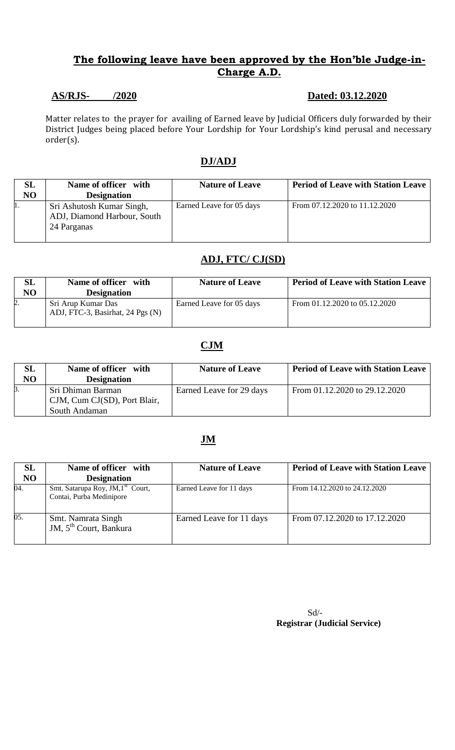## The following leave have been approved by the Hon'ble Judge-in-Charge A.D.

**AS/RJS- /2020** **Dated: 03.12.2020**

Matter relates to the prayer for availing of Earned leave by Judicial Officers duly forwarded by their District Judges being placed before Your Lordship for Your Lordship's kind perusal and necessary order(s).

### DJ/ADJ

| SL NO | Name of officer with Designation | Nature of Leave | Period of Leave with Station Leave |
|---|---|---|---|
| 1. | Sri Ashutosh Kumar Singh, ADJ, Diamond Harbour, South 24 Parganas | Earned Leave for 05 days | From 07.12.2020 to 11.12.2020 |

### ADJ, FTC/ CJ(SD)

| SL NO | Name of officer with Designation | Nature of Leave | Period of Leave with Station Leave |
|---|---|---|---|
| 2. | Sri Arup Kumar Das ADJ, FTC-3, Basirhat, 24 Pgs (N) | Earned Leave for 05 days | From 01.12.2020 to 05.12.2020 |

### CJM

| SL NO | Name of officer with Designation | Nature of Leave | Period of Leave with Station Leave |
|---|---|---|---|
| 3. | Sri Dhiman Barman CJM, Cum CJ(SD), Port Blair, South Andaman | Earned Leave for 29 days | From 01.12.2020 to 29.12.2020 |

### JM

| SL NO | Name of officer with Designation | Nature of Leave | Period of Leave with Station Leave |
|---|---|---|---|
| 04. | Smt. Satarupa Roy, JM,1st Court, Contai, Purba Medinipore | Earned Leave for 11 days | From 14.12.2020 to 24.12.2020 |
| 05. | Smt. Namrata Singh JM, 5th Court, Bankura | Earned Leave for 11 days | From 07.12.2020 to 17.12.2020 |

Sd/-
**Registrar (Judicial Service)**